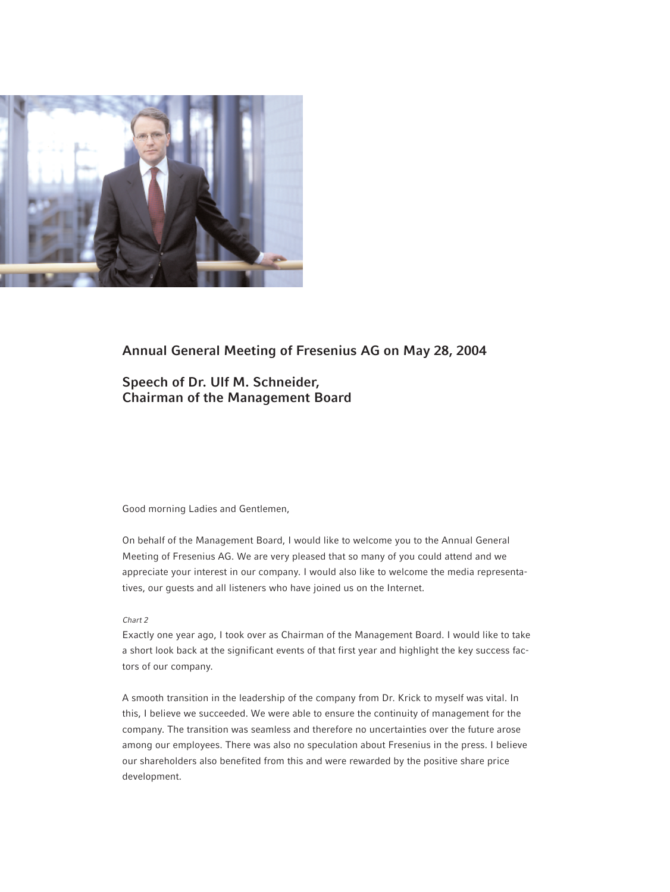## Annual General Meeting of Fresenius AG on May 28, 2004

## Speech of Dr. Ulf M. Schneider, Chairman of the Management Board

Good morning Ladies and Gentlemen,

On behalf of the Management Board, I would like to welcome you to the Annual General Meeting of Fresenius AG. We are very pleased that so many of you could attend and we appreciate your interest in our company. I would also like to welcome the media representatives, our guests and all listeners who have joined us on the Internet.

*Chart 2*

Exactly one year ago, I took over as Chairman of the Management Board. I would like to take a short look back at the significant events of that first year and highlight the key success factors of our company.

A smooth transition in the leadership of the company from Dr. Krick to myself was vital. In this, I believe we succeeded. We were able to ensure the continuity of management for the company. The transition was seamless and therefore no uncertainties over the future arose among our employees. There was also no speculation about Fresenius in the press. I believe our shareholders also benefited from this and were rewarded by the positive share price development.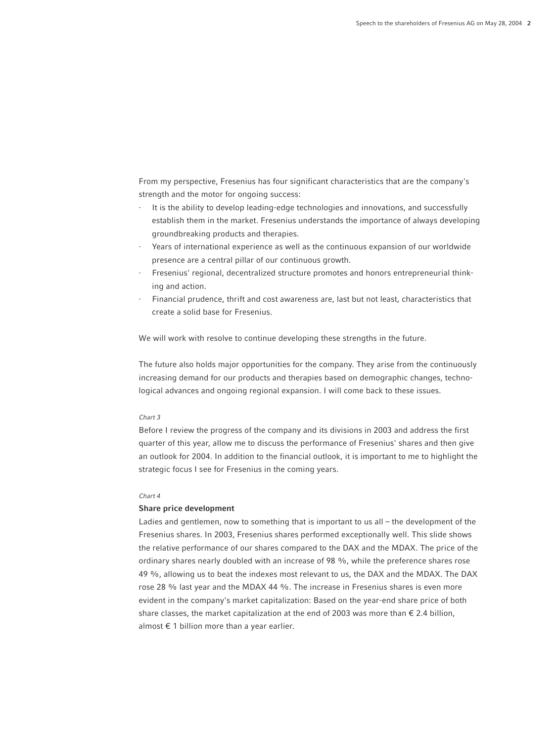From my perspective, Fresenius has four significant characteristics that are the company's strength and the motor for ongoing success:

- It is the ability to develop leading-edge technologies and innovations, and successfully establish them in the market. Fresenius understands the importance of always developing groundbreaking products and therapies.
- Years of international experience as well as the continuous expansion of our worldwide presence are a central pillar of our continuous growth.
- Fresenius' regional, decentralized structure promotes and honors entrepreneurial thinking and action.
- Financial prudence, thrift and cost awareness are, last but not least, characteristics that create a solid base for Fresenius.

We will work with resolve to continue developing these strengths in the future.

The future also holds major opportunities for the company. They arise from the continuously increasing demand for our products and therapies based on demographic changes, technological advances and ongoing regional expansion. I will come back to these issues.

*Chart 3*

Before I review the progress of the company and its divisions in 2003 and address the first quarter of this year, allow me to discuss the performance of Fresenius' shares and then give an outlook for 2004. In addition to the financial outlook, it is important to me to highlight the strategic focus I see for Fresenius in the coming years.

*Chart 4*

**Share price development**

Ladies and gentlemen, now to something that is important to us all – the development of the Fresenius shares. In 2003, Fresenius shares performed exceptionally well. This slide shows the relative performance of our shares compared to the DAX and the MDAX. The price of the ordinary shares nearly doubled with an increase of 98 %, while the preference shares rose 49 %, allowing us to beat the indexes most relevant to us, the DAX and the MDAX. The DAX rose 28 % last year and the MDAX 44 %. The increase in Fresenius shares is even more evident in the company's market capitalization: Based on the year-end share price of both share classes, the market capitalization at the end of 2003 was more than € 2.4 billion, almost € 1 billion more than a year earlier.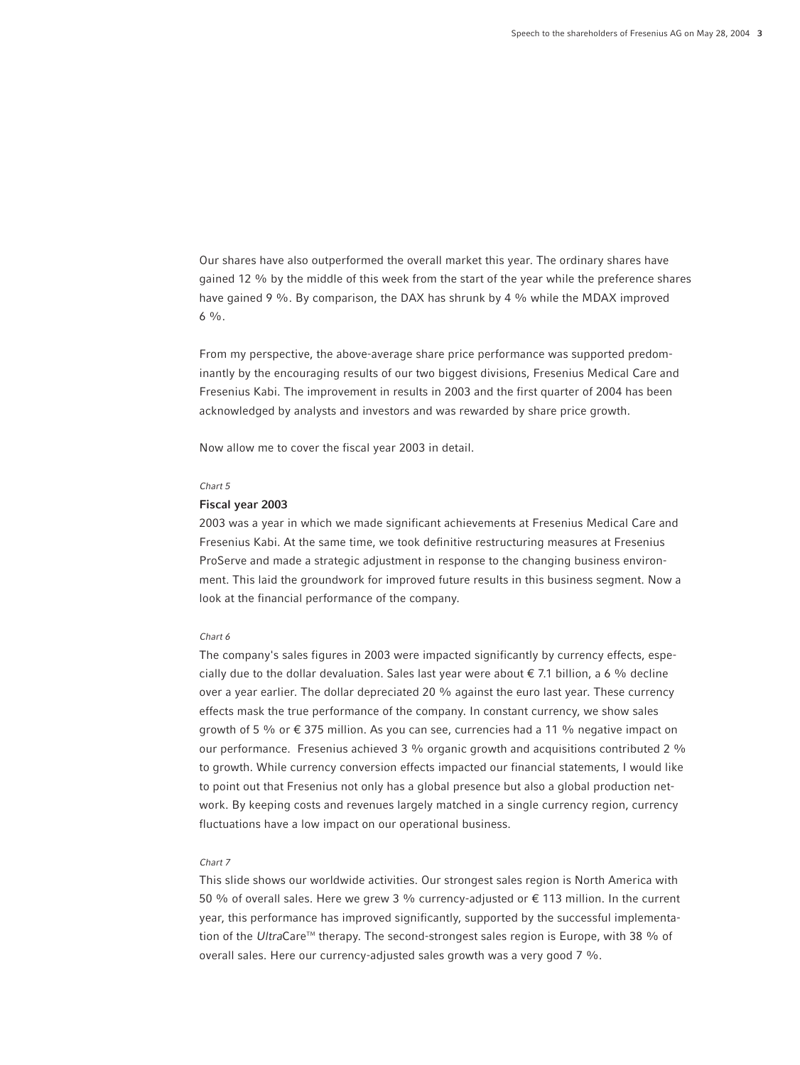Our shares have also outperformed the overall market this year. The ordinary shares have gained 12 % by the middle of this week from the start of the year while the preference shares have gained 9 %. By comparison, the DAX has shrunk by 4 % while the MDAX improved 6 %.

From my perspective, the above-average share price performance was supported predominantly by the encouraging results of our two biggest divisions, Fresenius Medical Care and Fresenius Kabi. The improvement in results in 2003 and the first quarter of 2004 has been acknowledged by analysts and investors and was rewarded by share price growth.

Now allow me to cover the fiscal year 2003 in detail.

*Chart 5*

**Fiscal year 2003**

2003 was a year in which we made significant achievements at Fresenius Medical Care and Fresenius Kabi. At the same time, we took definitive restructuring measures at Fresenius ProServe and made a strategic adjustment in response to the changing business environment. This laid the groundwork for improved future results in this business segment. Now a look at the financial performance of the company.

*Chart 6*

The company's sales figures in 2003 were impacted significantly by currency effects, especially due to the dollar devaluation. Sales last year were about € 7.1 billion, a 6 % decline over a year earlier. The dollar depreciated 20 % against the euro last year. These currency effects mask the true performance of the company. In constant currency, we show sales growth of 5 % or € 375 million. As you can see, currencies had a 11 % negative impact on our performance. Fresenius achieved 3 % organic growth and acquisitions contributed 2 % to growth. While currency conversion effects impacted our financial statements, I would like to point out that Fresenius not only has a global presence but also a global production network. By keeping costs and revenues largely matched in a single currency region, currency fluctuations have a low impact on our operational business.

*Chart 7*

This slide shows our worldwide activities. Our strongest sales region is North America with 50 % of overall sales. Here we grew 3 % currency-adjusted or € 113 million. In the current year, this performance has improved significantly, supported by the successful implementation of the *Ultra*Care™ therapy. The second-strongest sales region is Europe, with 38 % of overall sales. Here our currency-adjusted sales growth was a very good 7 %.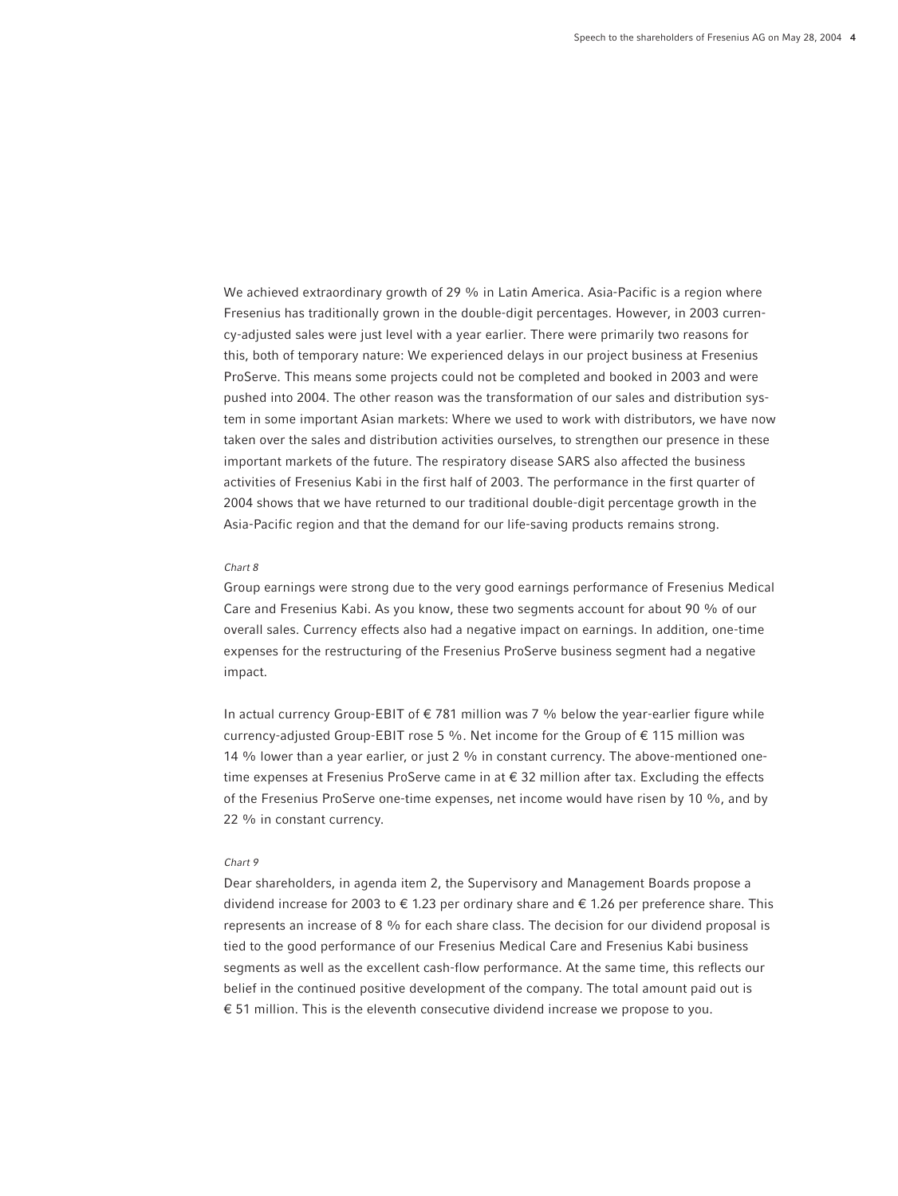We achieved extraordinary growth of 29 % in Latin America. Asia-Pacific is a region where Fresenius has traditionally grown in the double-digit percentages. However, in 2003 currency-adjusted sales were just level with a year earlier. There were primarily two reasons for this, both of temporary nature: We experienced delays in our project business at Fresenius ProServe. This means some projects could not be completed and booked in 2003 and were pushed into 2004. The other reason was the transformation of our sales and distribution system in some important Asian markets: Where we used to work with distributors, we have now taken over the sales and distribution activities ourselves, to strengthen our presence in these important markets of the future. The respiratory disease SARS also affected the business activities of Fresenius Kabi in the first half of 2003. The performance in the first quarter of 2004 shows that we have returned to our traditional double-digit percentage growth in the Asia-Pacific region and that the demand for our life-saving products remains strong.

*Chart 8*

Group earnings were strong due to the very good earnings performance of Fresenius Medical Care and Fresenius Kabi. As you know, these two segments account for about 90 % of our overall sales. Currency effects also had a negative impact on earnings. In addition, one-time expenses for the restructuring of the Fresenius ProServe business segment had a negative impact.

In actual currency Group-EBIT of € 781 million was 7 % below the year-earlier figure while currency-adjusted Group-EBIT rose 5 %. Net income for the Group of € 115 million was 14 % lower than a year earlier, or just 2 % in constant currency. The above-mentioned one-time expenses at Fresenius ProServe came in at € 32 million after tax. Excluding the effects of the Fresenius ProServe one-time expenses, net income would have risen by 10 %, and by 22 % in constant currency.

*Chart 9*

Dear shareholders, in agenda item 2, the Supervisory and Management Boards propose a dividend increase for 2003 to € 1.23 per ordinary share and € 1.26 per preference share. This represents an increase of 8 % for each share class. The decision for our dividend proposal is tied to the good performance of our Fresenius Medical Care and Fresenius Kabi business segments as well as the excellent cash-flow performance. At the same time, this reflects our belief in the continued positive development of the company. The total amount paid out is € 51 million. This is the eleventh consecutive dividend increase we propose to you.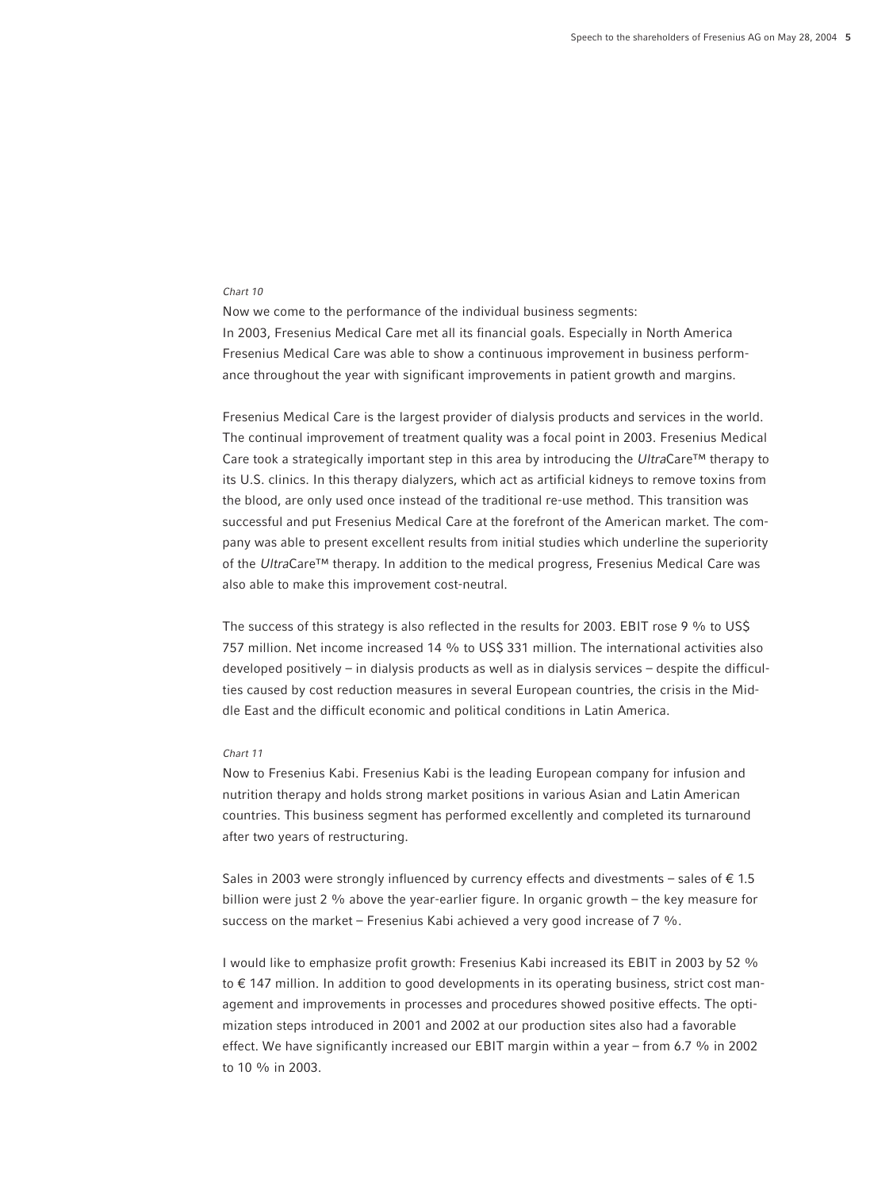*Chart 10*

Now we come to the performance of the individual business segments:
In 2003, Fresenius Medical Care met all its financial goals. Especially in North America Fresenius Medical Care was able to show a continuous improvement in business performance throughout the year with significant improvements in patient growth and margins.

Fresenius Medical Care is the largest provider of dialysis products and services in the world. The continual improvement of treatment quality was a focal point in 2003. Fresenius Medical Care took a strategically important step in this area by introducing the *Ultra*Care™ therapy to its U.S. clinics. In this therapy dialyzers, which act as artificial kidneys to remove toxins from the blood, are only used once instead of the traditional re-use method. This transition was successful and put Fresenius Medical Care at the forefront of the American market. The company was able to present excellent results from initial studies which underline the superiority of the *Ultra*Care™ therapy. In addition to the medical progress, Fresenius Medical Care was also able to make this improvement cost-neutral.

The success of this strategy is also reflected in the results for 2003. EBIT rose 9 % to US$ 757 million. Net income increased 14 % to US$ 331 million. The international activities also developed positively – in dialysis products as well as in dialysis services – despite the difficulties caused by cost reduction measures in several European countries, the crisis in the Middle East and the difficult economic and political conditions in Latin America.

*Chart 11*

Now to Fresenius Kabi. Fresenius Kabi is the leading European company for infusion and nutrition therapy and holds strong market positions in various Asian and Latin American countries. This business segment has performed excellently and completed its turnaround after two years of restructuring.

Sales in 2003 were strongly influenced by currency effects and divestments – sales of € 1.5 billion were just 2 % above the year-earlier figure. In organic growth – the key measure for success on the market – Fresenius Kabi achieved a very good increase of 7 %.

I would like to emphasize profit growth: Fresenius Kabi increased its EBIT in 2003 by 52 % to € 147 million. In addition to good developments in its operating business, strict cost management and improvements in processes and procedures showed positive effects. The optimization steps introduced in 2001 and 2002 at our production sites also had a favorable effect. We have significantly increased our EBIT margin within a year – from 6.7 % in 2002 to 10 % in 2003.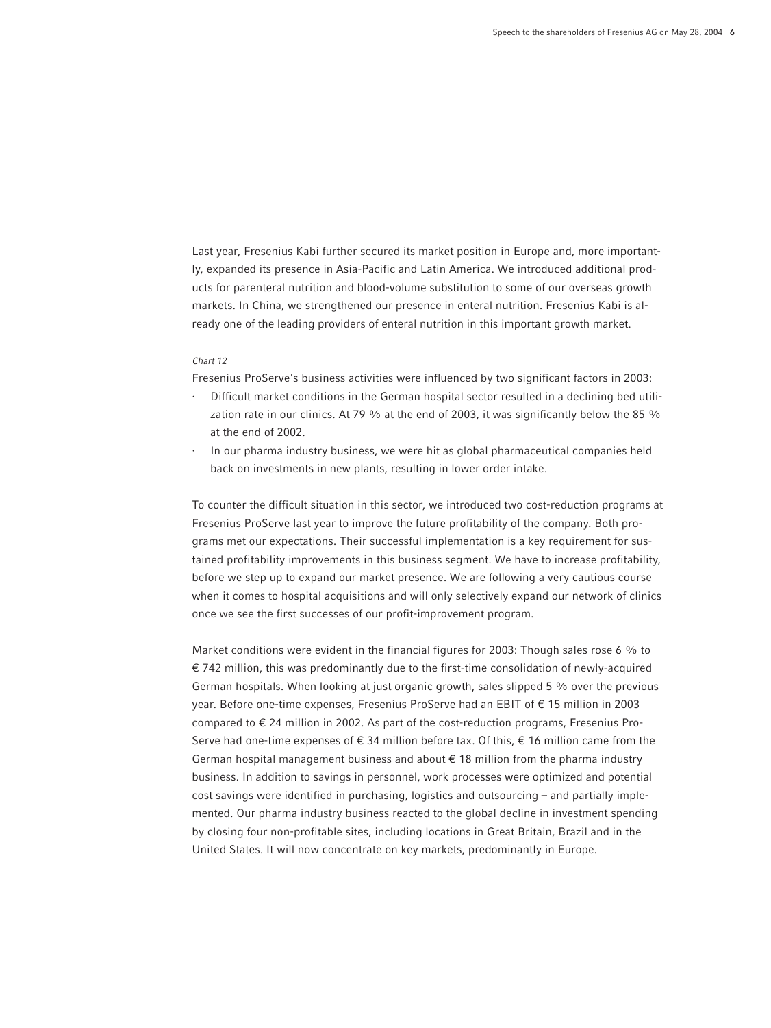Last year, Fresenius Kabi further secured its market position in Europe and, more importantly, expanded its presence in Asia-Pacific and Latin America. We introduced additional products for parenteral nutrition and blood-volume substitution to some of our overseas growth markets. In China, we strengthened our presence in enteral nutrition. Fresenius Kabi is already one of the leading providers of enteral nutrition in this important growth market.

*Chart 12*

Fresenius ProServe's business activities were influenced by two significant factors in 2003:

- Difficult market conditions in the German hospital sector resulted in a declining bed utilization rate in our clinics. At 79 % at the end of 2003, it was significantly below the 85 % at the end of 2002.
- In our pharma industry business, we were hit as global pharmaceutical companies held back on investments in new plants, resulting in lower order intake.

To counter the difficult situation in this sector, we introduced two cost-reduction programs at Fresenius ProServe last year to improve the future profitability of the company. Both programs met our expectations. Their successful implementation is a key requirement for sustained profitability improvements in this business segment. We have to increase profitability, before we step up to expand our market presence. We are following a very cautious course when it comes to hospital acquisitions and will only selectively expand our network of clinics once we see the first successes of our profit-improvement program.

Market conditions were evident in the financial figures for 2003: Though sales rose 6 % to € 742 million, this was predominantly due to the first-time consolidation of newly-acquired German hospitals. When looking at just organic growth, sales slipped 5 % over the previous year. Before one-time expenses, Fresenius ProServe had an EBIT of € 15 million in 2003 compared to € 24 million in 2002. As part of the cost-reduction programs, Fresenius ProServe had one-time expenses of € 34 million before tax. Of this, € 16 million came from the German hospital management business and about € 18 million from the pharma industry business. In addition to savings in personnel, work processes were optimized and potential cost savings were identified in purchasing, logistics and outsourcing – and partially implemented. Our pharma industry business reacted to the global decline in investment spending by closing four non-profitable sites, including locations in Great Britain, Brazil and in the United States. It will now concentrate on key markets, predominantly in Europe.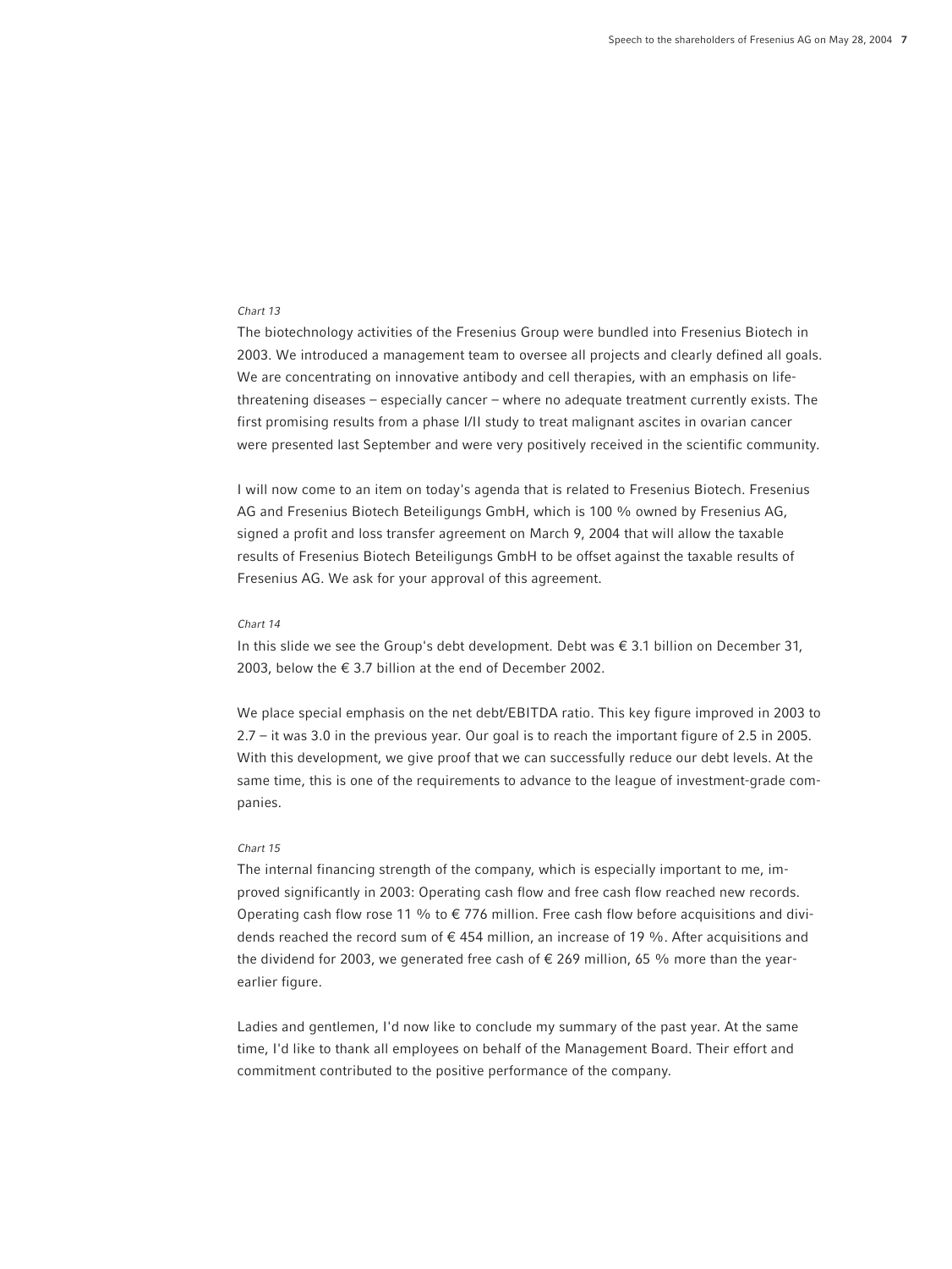*Chart 13*

The biotechnology activities of the Fresenius Group were bundled into Fresenius Biotech in 2003. We introduced a management team to oversee all projects and clearly defined all goals. We are concentrating on innovative antibody and cell therapies, with an emphasis on life-threatening diseases – especially cancer – where no adequate treatment currently exists. The first promising results from a phase I/II study to treat malignant ascites in ovarian cancer were presented last September and were very positively received in the scientific community.

I will now come to an item on today's agenda that is related to Fresenius Biotech. Fresenius AG and Fresenius Biotech Beteiligungs GmbH, which is 100 % owned by Fresenius AG, signed a profit and loss transfer agreement on March 9, 2004 that will allow the taxable results of Fresenius Biotech Beteiligungs GmbH to be offset against the taxable results of Fresenius AG. We ask for your approval of this agreement.

*Chart 14*

In this slide we see the Group's debt development. Debt was € 3.1 billion on December 31, 2003, below the € 3.7 billion at the end of December 2002.

We place special emphasis on the net debt/EBITDA ratio. This key figure improved in 2003 to 2.7 – it was 3.0 in the previous year. Our goal is to reach the important figure of 2.5 in 2005. With this development, we give proof that we can successfully reduce our debt levels. At the same time, this is one of the requirements to advance to the league of investment-grade companies.

*Chart 15*

The internal financing strength of the company, which is especially important to me, improved significantly in 2003: Operating cash flow and free cash flow reached new records. Operating cash flow rose 11 % to € 776 million. Free cash flow before acquisitions and dividends reached the record sum of € 454 million, an increase of 19 %. After acquisitions and the dividend for 2003, we generated free cash of € 269 million, 65 % more than the year-earlier figure.

Ladies and gentlemen, I'd now like to conclude my summary of the past year. At the same time, I'd like to thank all employees on behalf of the Management Board. Their effort and commitment contributed to the positive performance of the company.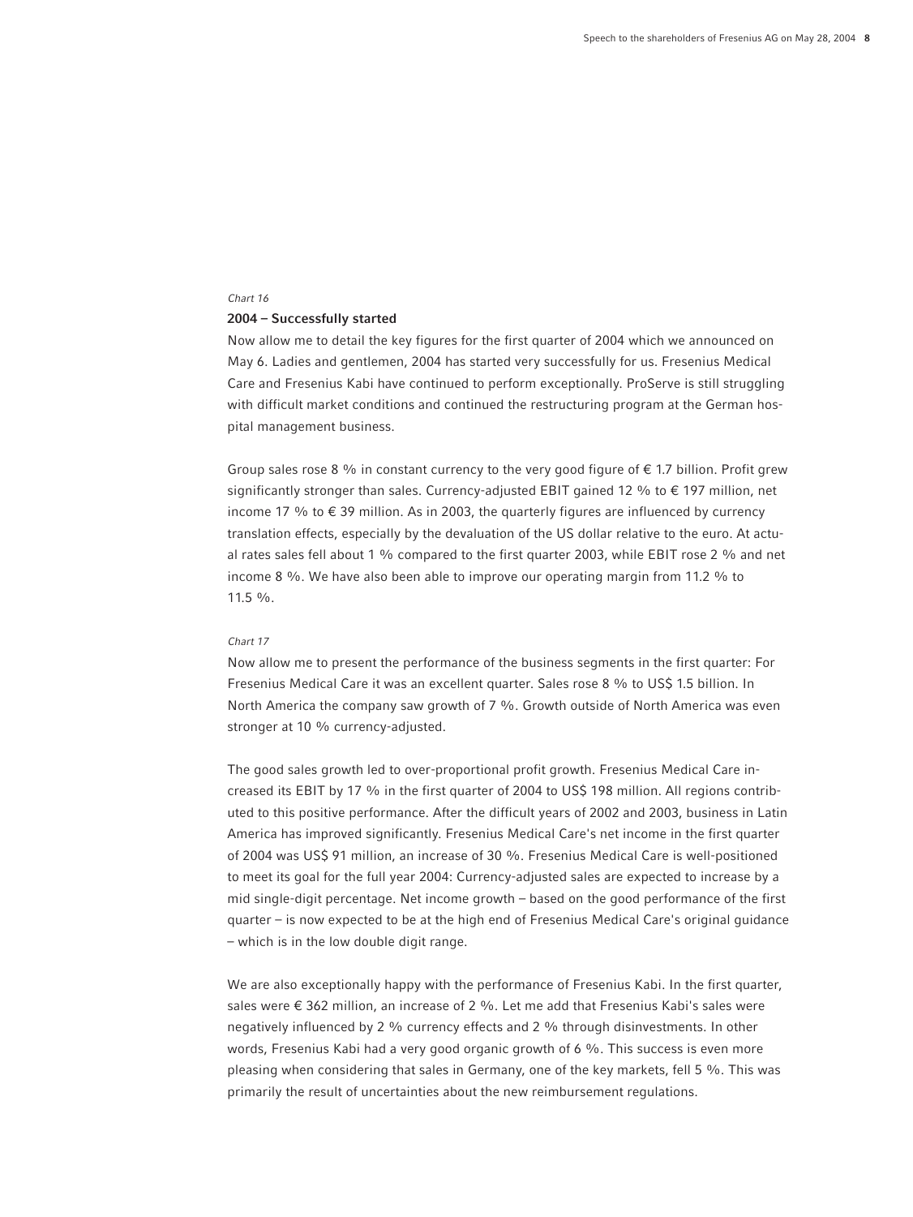*Chart 16*

**2004 – Successfully started**

Now allow me to detail the key figures for the first quarter of 2004 which we announced on May 6. Ladies and gentlemen, 2004 has started very successfully for us. Fresenius Medical Care and Fresenius Kabi have continued to perform exceptionally. ProServe is still struggling with difficult market conditions and continued the restructuring program at the German hospital management business.

Group sales rose 8 % in constant currency to the very good figure of € 1.7 billion. Profit grew significantly stronger than sales. Currency-adjusted EBIT gained 12 % to € 197 million, net income 17 % to € 39 million. As in 2003, the quarterly figures are influenced by currency translation effects, especially by the devaluation of the US dollar relative to the euro. At actual rates sales fell about 1 % compared to the first quarter 2003, while EBIT rose 2 % and net income 8 %. We have also been able to improve our operating margin from 11.2 % to 11.5 %.

*Chart 17*

Now allow me to present the performance of the business segments in the first quarter: For Fresenius Medical Care it was an excellent quarter. Sales rose 8 % to US$ 1.5 billion. In North America the company saw growth of 7 %. Growth outside of North America was even stronger at 10 % currency-adjusted.

The good sales growth led to over-proportional profit growth. Fresenius Medical Care increased its EBIT by 17 % in the first quarter of 2004 to US$ 198 million. All regions contributed to this positive performance. After the difficult years of 2002 and 2003, business in Latin America has improved significantly. Fresenius Medical Care's net income in the first quarter of 2004 was US$ 91 million, an increase of 30 %. Fresenius Medical Care is well-positioned to meet its goal for the full year 2004: Currency-adjusted sales are expected to increase by a mid single-digit percentage. Net income growth – based on the good performance of the first quarter – is now expected to be at the high end of Fresenius Medical Care's original guidance – which is in the low double digit range.

We are also exceptionally happy with the performance of Fresenius Kabi. In the first quarter, sales were € 362 million, an increase of 2 %. Let me add that Fresenius Kabi's sales were negatively influenced by 2 % currency effects and 2 % through disinvestments. In other words, Fresenius Kabi had a very good organic growth of 6 %. This success is even more pleasing when considering that sales in Germany, one of the key markets, fell 5 %. This was primarily the result of uncertainties about the new reimbursement regulations.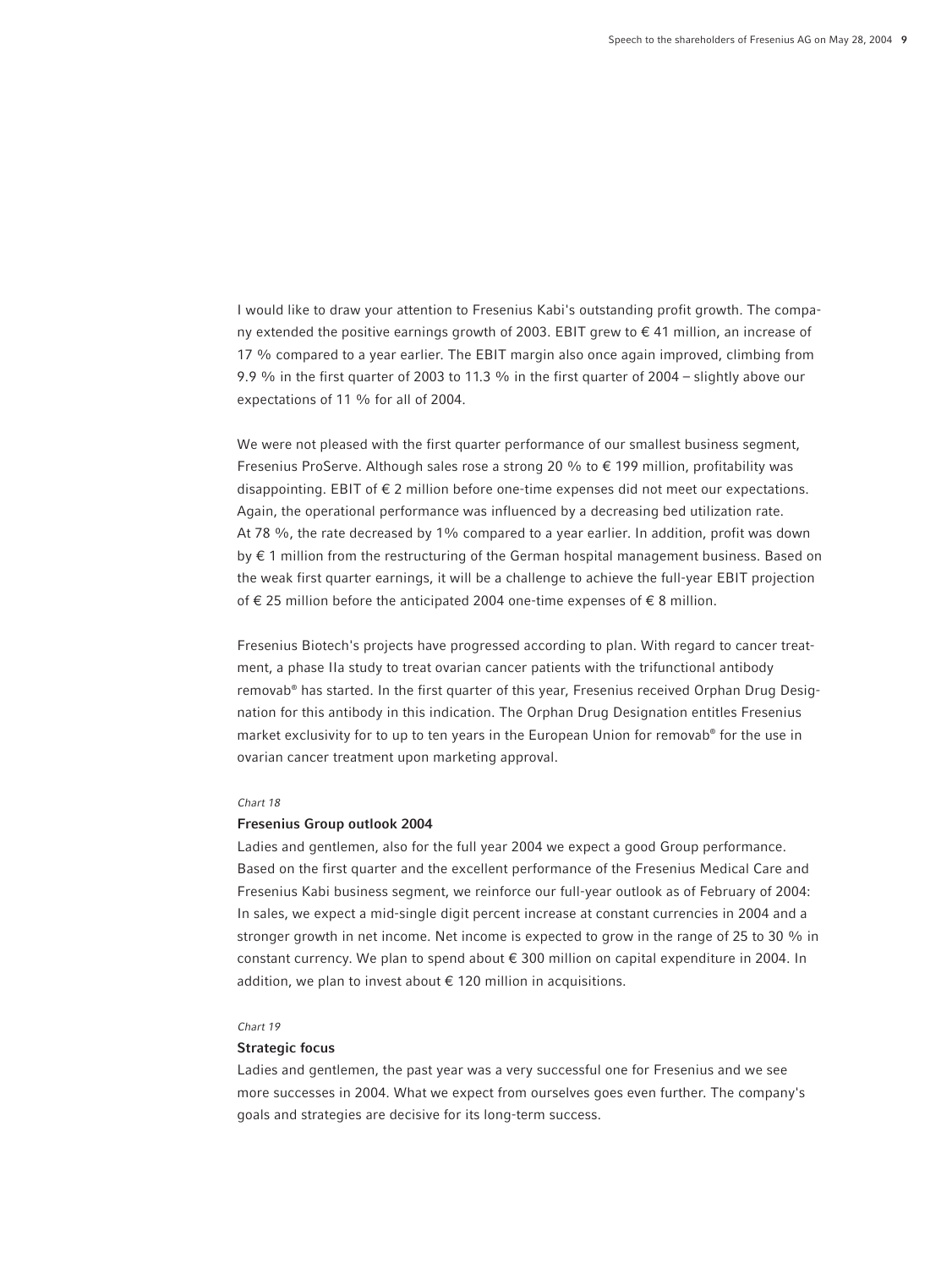I would like to draw your attention to Fresenius Kabi's outstanding profit growth. The company extended the positive earnings growth of 2003. EBIT grew to € 41 million, an increase of 17 % compared to a year earlier. The EBIT margin also once again improved, climbing from 9.9 % in the first quarter of 2003 to 11.3 % in the first quarter of 2004 – slightly above our expectations of 11 % for all of 2004.

We were not pleased with the first quarter performance of our smallest business segment, Fresenius ProServe. Although sales rose a strong 20 % to € 199 million, profitability was disappointing. EBIT of € 2 million before one-time expenses did not meet our expectations. Again, the operational performance was influenced by a decreasing bed utilization rate. At 78 %, the rate decreased by 1% compared to a year earlier. In addition, profit was down by € 1 million from the restructuring of the German hospital management business. Based on the weak first quarter earnings, it will be a challenge to achieve the full-year EBIT projection of € 25 million before the anticipated 2004 one-time expenses of € 8 million.

Fresenius Biotech's projects have progressed according to plan. With regard to cancer treatment, a phase IIa study to treat ovarian cancer patients with the trifunctional antibody removab® has started. In the first quarter of this year, Fresenius received Orphan Drug Designation for this antibody in this indication. The Orphan Drug Designation entitles Fresenius market exclusivity for to up to ten years in the European Union for removab® for the use in ovarian cancer treatment upon marketing approval.

*Chart 18*

**Fresenius Group outlook 2004**

Ladies and gentlemen, also for the full year 2004 we expect a good Group performance. Based on the first quarter and the excellent performance of the Fresenius Medical Care and Fresenius Kabi business segment, we reinforce our full-year outlook as of February of 2004: In sales, we expect a mid-single digit percent increase at constant currencies in 2004 and a stronger growth in net income. Net income is expected to grow in the range of 25 to 30 % in constant currency. We plan to spend about € 300 million on capital expenditure in 2004. In addition, we plan to invest about € 120 million in acquisitions.

*Chart 19*

**Strategic focus**

Ladies and gentlemen, the past year was a very successful one for Fresenius and we see more successes in 2004. What we expect from ourselves goes even further. The company's goals and strategies are decisive for its long-term success.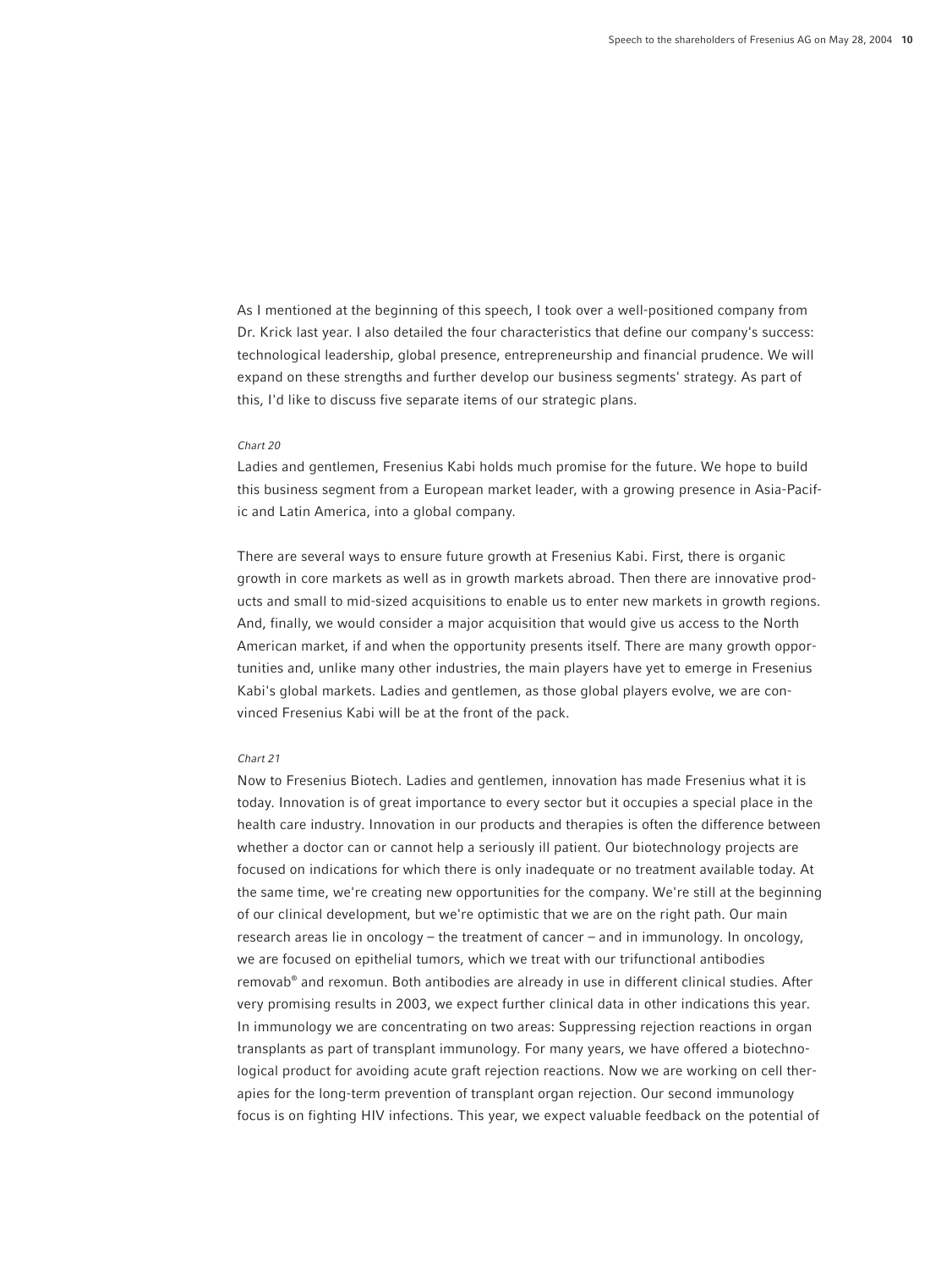As I mentioned at the beginning of this speech, I took over a well-positioned company from Dr. Krick last year. I also detailed the four characteristics that define our company's success: technological leadership, global presence, entrepreneurship and financial prudence. We will expand on these strengths and further develop our business segments' strategy. As part of this, I'd like to discuss five separate items of our strategic plans.

*Chart 20*

Ladies and gentlemen, Fresenius Kabi holds much promise for the future. We hope to build this business segment from a European market leader, with a growing presence in Asia-Pacific and Latin America, into a global company.

There are several ways to ensure future growth at Fresenius Kabi. First, there is organic growth in core markets as well as in growth markets abroad. Then there are innovative products and small to mid-sized acquisitions to enable us to enter new markets in growth regions. And, finally, we would consider a major acquisition that would give us access to the North American market, if and when the opportunity presents itself. There are many growth opportunities and, unlike many other industries, the main players have yet to emerge in Fresenius Kabi's global markets. Ladies and gentlemen, as those global players evolve, we are convinced Fresenius Kabi will be at the front of the pack.

*Chart 21*

Now to Fresenius Biotech. Ladies and gentlemen, innovation has made Fresenius what it is today. Innovation is of great importance to every sector but it occupies a special place in the health care industry. Innovation in our products and therapies is often the difference between whether a doctor can or cannot help a seriously ill patient. Our biotechnology projects are focused on indications for which there is only inadequate or no treatment available today. At the same time, we're creating new opportunities for the company. We're still at the beginning of our clinical development, but we're optimistic that we are on the right path. Our main research areas lie in oncology – the treatment of cancer – and in immunology. In oncology, we are focused on epithelial tumors, which we treat with our trifunctional antibodies removab® and rexomun. Both antibodies are already in use in different clinical studies. After very promising results in 2003, we expect further clinical data in other indications this year. In immunology we are concentrating on two areas: Suppressing rejection reactions in organ transplants as part of transplant immunology. For many years, we have offered a biotechnological product for avoiding acute graft rejection reactions. Now we are working on cell therapies for the long-term prevention of transplant organ rejection. Our second immunology focus is on fighting HIV infections. This year, we expect valuable feedback on the potential of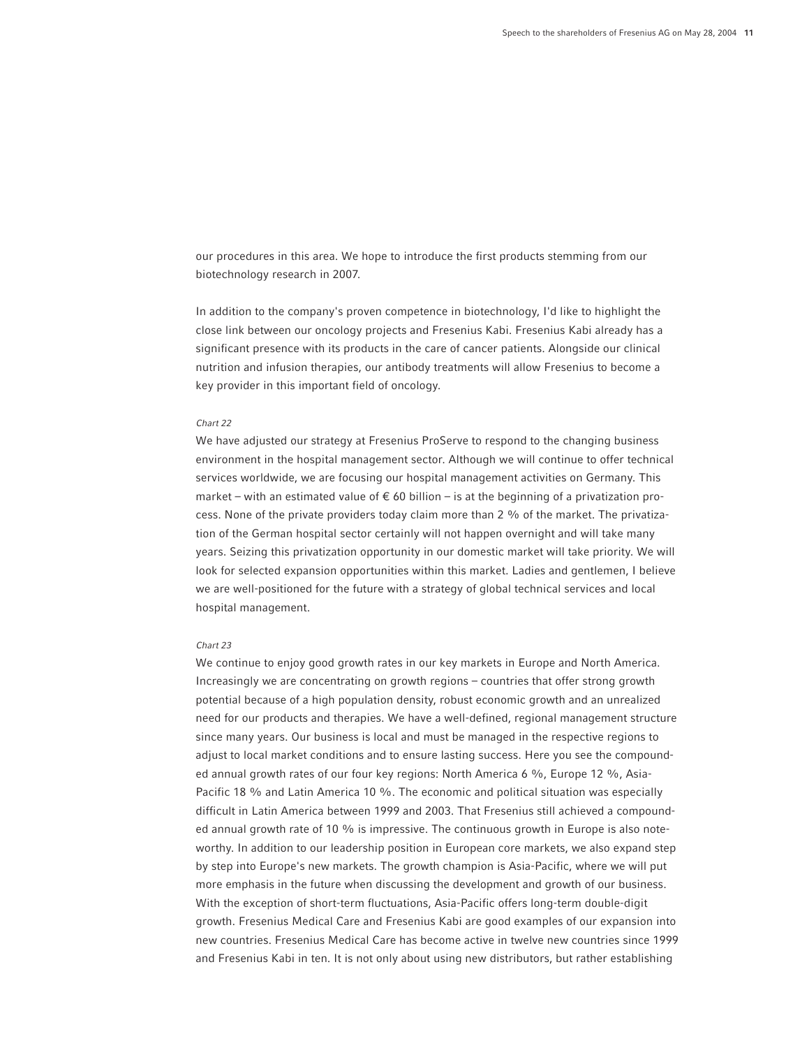our procedures in this area. We hope to introduce the first products stemming from our biotechnology research in 2007.

In addition to the company's proven competence in biotechnology, I'd like to highlight the close link between our oncology projects and Fresenius Kabi. Fresenius Kabi already has a significant presence with its products in the care of cancer patients. Alongside our clinical nutrition and infusion therapies, our antibody treatments will allow Fresenius to become a key provider in this important field of oncology.

*Chart 22*

We have adjusted our strategy at Fresenius ProServe to respond to the changing business environment in the hospital management sector. Although we will continue to offer technical services worldwide, we are focusing our hospital management activities on Germany. This market – with an estimated value of € 60 billion – is at the beginning of a privatization process. None of the private providers today claim more than 2 % of the market. The privatization of the German hospital sector certainly will not happen overnight and will take many years. Seizing this privatization opportunity in our domestic market will take priority. We will look for selected expansion opportunities within this market. Ladies and gentlemen, I believe we are well-positioned for the future with a strategy of global technical services and local hospital management.

*Chart 23*

We continue to enjoy good growth rates in our key markets in Europe and North America. Increasingly we are concentrating on growth regions – countries that offer strong growth potential because of a high population density, robust economic growth and an unrealized need for our products and therapies. We have a well-defined, regional management structure since many years. Our business is local and must be managed in the respective regions to adjust to local market conditions and to ensure lasting success. Here you see the compounded annual growth rates of our four key regions: North America 6 %, Europe 12 %, Asia-Pacific 18 % and Latin America 10 %. The economic and political situation was especially difficult in Latin America between 1999 and 2003. That Fresenius still achieved a compounded annual growth rate of 10 % is impressive. The continuous growth in Europe is also noteworthy. In addition to our leadership position in European core markets, we also expand step by step into Europe's new markets. The growth champion is Asia-Pacific, where we will put more emphasis in the future when discussing the development and growth of our business. With the exception of short-term fluctuations, Asia-Pacific offers long-term double-digit growth. Fresenius Medical Care and Fresenius Kabi are good examples of our expansion into new countries. Fresenius Medical Care has become active in twelve new countries since 1999 and Fresenius Kabi in ten. It is not only about using new distributors, but rather establishing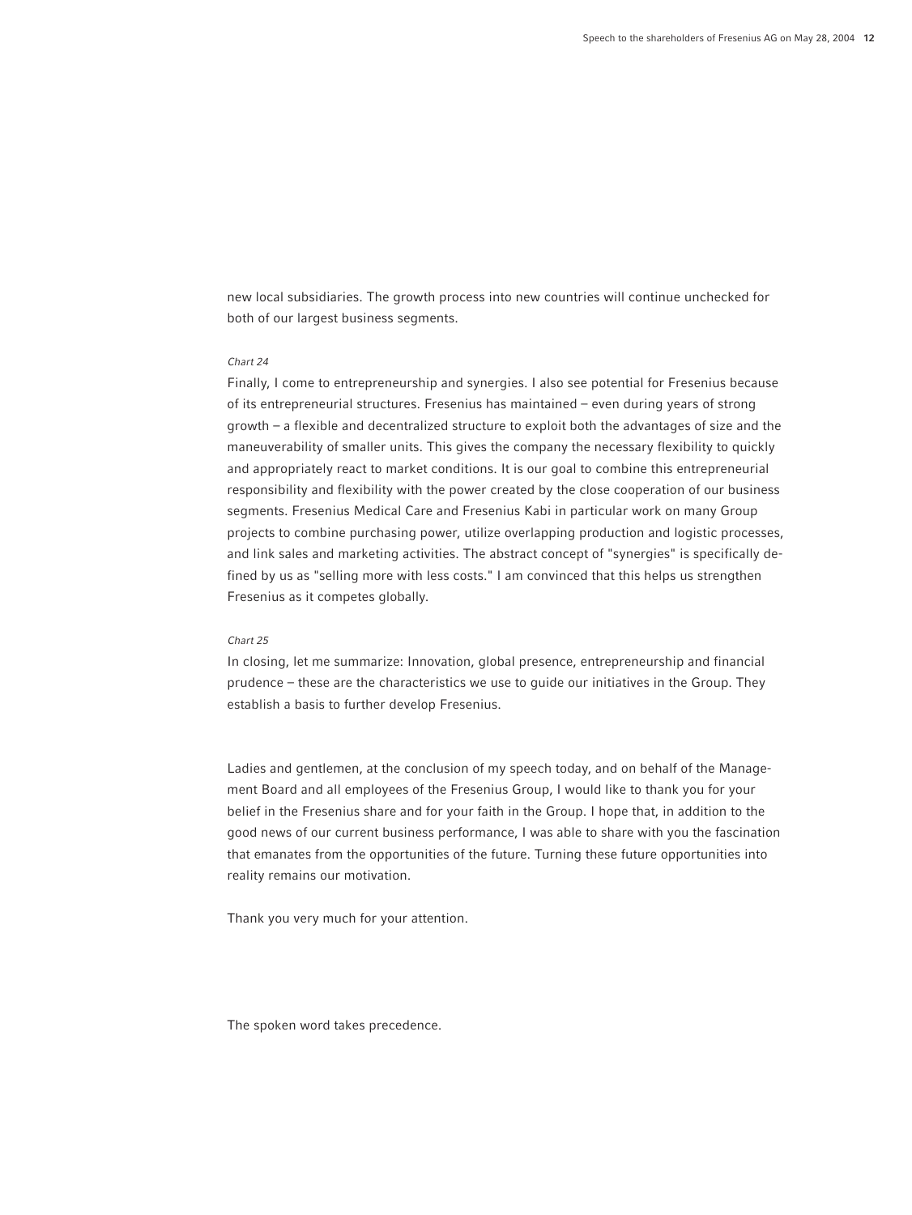new local subsidiaries. The growth process into new countries will continue unchecked for both of our largest business segments.

*Chart 24*

Finally, I come to entrepreneurship and synergies. I also see potential for Fresenius because of its entrepreneurial structures. Fresenius has maintained – even during years of strong growth – a flexible and decentralized structure to exploit both the advantages of size and the maneuverability of smaller units. This gives the company the necessary flexibility to quickly and appropriately react to market conditions. It is our goal to combine this entrepreneurial responsibility and flexibility with the power created by the close cooperation of our business segments. Fresenius Medical Care and Fresenius Kabi in particular work on many Group projects to combine purchasing power, utilize overlapping production and logistic processes, and link sales and marketing activities. The abstract concept of "synergies" is specifically defined by us as "selling more with less costs." I am convinced that this helps us strengthen Fresenius as it competes globally.

*Chart 25*

In closing, let me summarize: Innovation, global presence, entrepreneurship and financial prudence – these are the characteristics we use to guide our initiatives in the Group. They establish a basis to further develop Fresenius.

Ladies and gentlemen, at the conclusion of my speech today, and on behalf of the Management Board and all employees of the Fresenius Group, I would like to thank you for your belief in the Fresenius share and for your faith in the Group. I hope that, in addition to the good news of our current business performance, I was able to share with you the fascination that emanates from the opportunities of the future. Turning these future opportunities into reality remains our motivation.

Thank you very much for your attention.

The spoken word takes precedence.